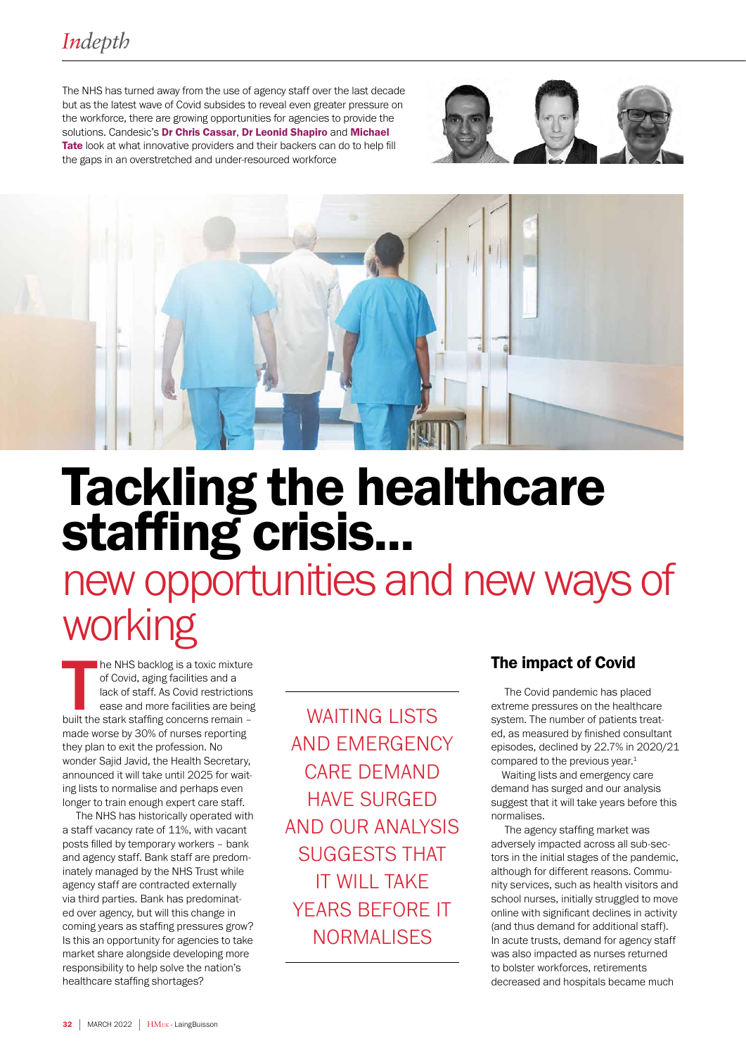The NHS has turned away from the use of agency staff over the last decade but as the latest wave of Covid subsides to reveal even greater pressure on the workforce, there are growing opportunities for agencies to provide the solutions. Candesic's **Dr Chris Cassar**, **Dr Leonid Shapiro** and **Michael Tate** look at what innovative providers and their backers can do to help fill the gaps in an overstretched and under-resourced workforce

# Tackling the healthcare staffing crisis...

## new opportunities and new ways of working

The NHS backlog is a toxic mixture of Covid, aging facilities and a lack of staff. As Covid restrictions ease and more facilities are being built the stark staffing concerns remain – made worse by 30% of nurses reporting they plan to exit the profession. No wonder Sajid Javid, the Health Secretary, announced it will take until 2025 for waiting lists to normalise and perhaps even longer to train enough expert care staff.

The NHS has historically operated with a staff vacancy rate of 11%, with vacant posts filled by temporary workers – bank and agency staff. Bank staff are predominately managed by the NHS Trust while agency staff are contracted externally via third parties. Bank has predominated over agency, but will this change in coming years as staffing pressures grow? Is this an opportunity for agencies to take market share alongside developing more responsibility to help solve the nation's healthcare staffing shortages?

> WAITING LISTS AND EMERGENCY CARE DEMAND HAVE SURGED AND OUR ANALYSIS SUGGESTS THAT IT WILL TAKE YEARS BEFORE IT NORMALISES

### The impact of Covid

The Covid pandemic has placed extreme pressures on the healthcare system. The number of patients treated, as measured by finished consultant episodes, declined by 22.7% in 2020/21 compared to the previous year.[1]

Waiting lists and emergency care demand has surged and our analysis suggest that it will take years before this normalises.

The agency staffing market was adversely impacted across all sub-sectors in the initial stages of the pandemic, although for different reasons. Community services, such as health visitors and school nurses, initially struggled to move online with significant declines in activity (and thus demand for additional staff). In acute trusts, demand for agency staff was also impacted as nurses returned to bolster workforces, retirements decreased and hospitals became much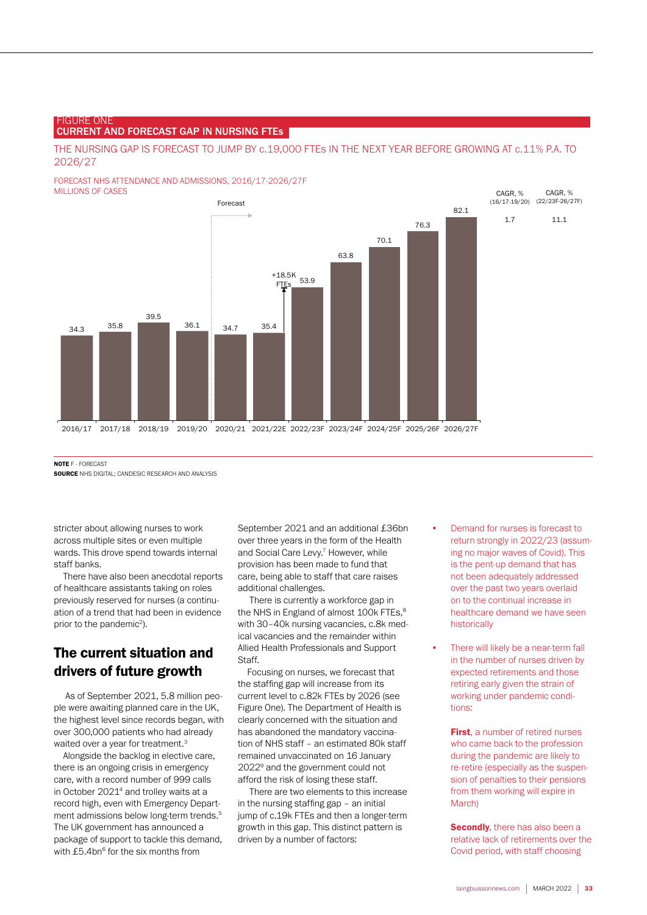FIGURE ONE

**CURRENT AND FORECAST GAP IN NURSING FTEs**

THE NURSING GAP IS FORECAST TO JUMP BY c.19,000 FTEs IN THE NEXT YEAR BEFORE GROWING AT c.11% P.A. TO 2026/27

FORECAST NHS ATTENDANCE AND ADMISSIONS, 2016/17-2026/27F
MILLIONS OF CASES

| Year | Value |
|---|---|
| 2016/17 | 34.3 |
| 2017/18 | 35.8 |
| 2018/19 | 39.5 |
| 2019/20 | 36.1 |
| 2020/21 | 34.7 |
| 2021/22E | 35.4 |
| 2022/23F | 53.9 |
| 2023/24F | 63.8 |
| 2024/25F | 70.1 |
| 2025/26F | 76.3 |
| 2026/27F | 82.1 |

Forecast from 2020/21 onwards. +18.5K FTEs between 2021/22E and 2022/23F.

| CAGR, % (16/17-19/20) | CAGR, % (22/23F-26/27F) |
|---|---|
| 1.7 | 11.1 |

**NOTE** F - FORECAST
**SOURCE** NHS DIGITAL; CANDESIC RESEARCH AND ANALYSIS

stricter about allowing nurses to work across multiple sites or even multiple wards. This drove spend towards internal staff banks.

There have also been anecdotal reports of healthcare assistants taking on roles previously reserved for nurses (a continuation of a trend that had been in evidence prior to the pandemic[2]).

## The current situation and drivers of future growth

As of September 2021, 5.8 million people were awaiting planned care in the UK, the highest level since records began, with over 300,000 patients who had already waited over a year for treatment.[3]

Alongside the backlog in elective care, there is an ongoing crisis in emergency care, with a record number of 999 calls in October 2021[4] and trolley waits at a record high, even with Emergency Department admissions below long-term trends.[5] The UK government has announced a package of support to tackle this demand, with £5.4bn[6] for the six months from September 2021 and an additional £36bn over three years in the form of the Health and Social Care Levy.[7] However, while provision has been made to fund that care, being able to staff that care raises additional challenges.

There is currently a workforce gap in the NHS in England of almost 100k FTEs,[8] with 30–40k nursing vacancies, c.8k medical vacancies and the remainder within Allied Health Professionals and Support Staff.

Focusing on nurses, we forecast that the staffing gap will increase from its current level to c.82k FTEs by 2026 (see Figure One). The Department of Health is clearly concerned with the situation and has abandoned the mandatory vaccination of NHS staff – an estimated 80k staff remained unvaccinated on 16 January 2022[9] and the government could not afford the risk of losing these staff.

There are two elements to this increase in the nursing staffing gap – an initial jump of c.19k FTEs and then a longer-term growth in this gap. This distinct pattern is driven by a number of factors:

- Demand for nurses is forecast to return strongly in 2022/23 (assuming no major waves of Covid). This is the pent-up demand that has not been adequately addressed over the past two years overlaid on to the continual increase in healthcare demand we have seen historically
- There will likely be a near-term fall in the number of nurses driven by expected retirements and those retiring early given the strain of working under pandemic conditions:

  **First**, a number of retired nurses who came back to the profession during the pandemic are likely to re-retire (especially as the suspension of penalties to their pensions from them working will expire in March)

  **Secondly**, there has also been a relative lack of retirements over the Covid period, with staff choosing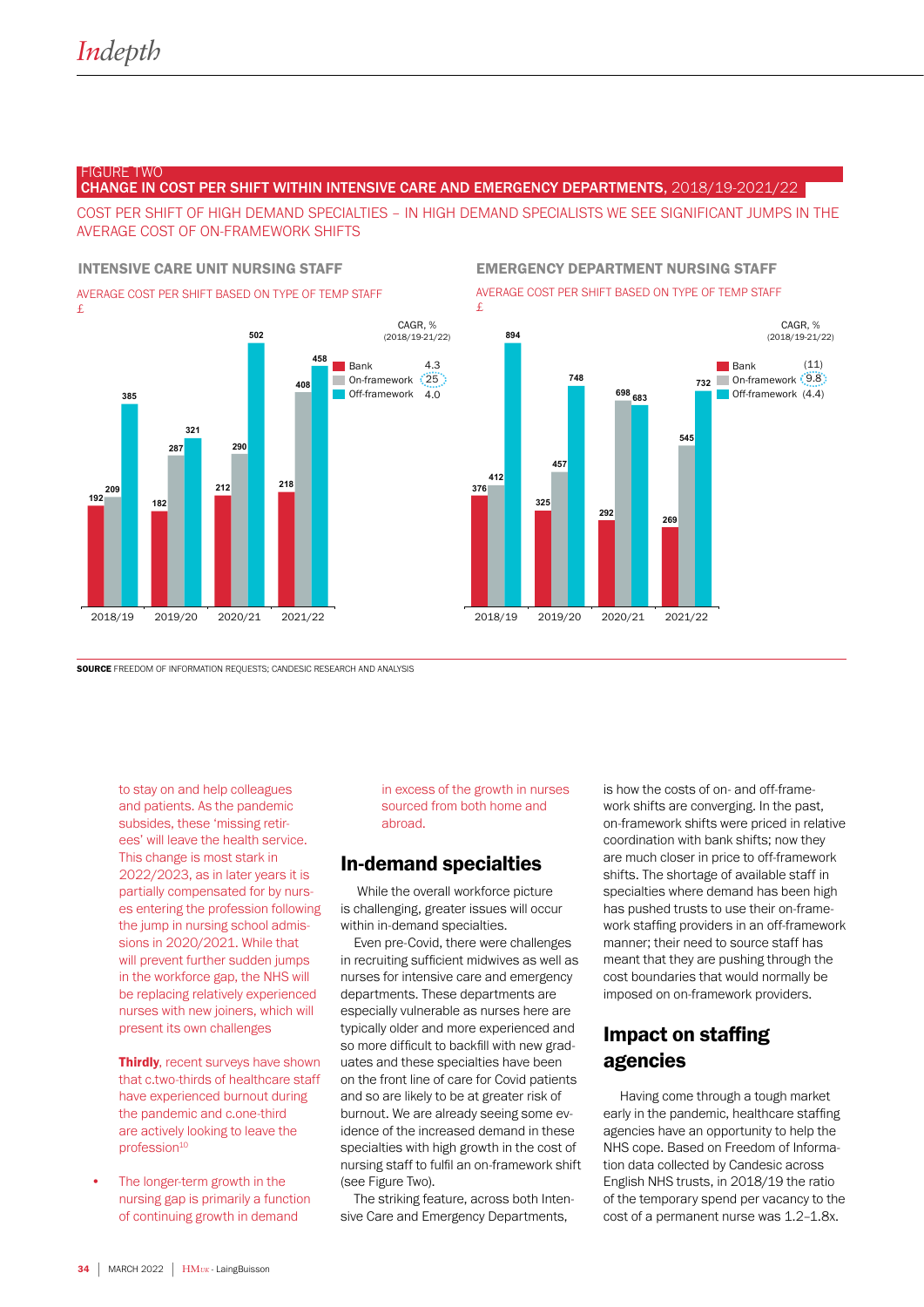FIGURE TWO

**CHANGE IN COST PER SHIFT WITHIN INTENSIVE CARE AND EMERGENCY DEPARTMENTS**, 2018/19-2021/22

COST PER SHIFT OF HIGH DEMAND SPECIALTIES – IN HIGH DEMAND SPECIALISTS WE SEE SIGNIFICANT JUMPS IN THE AVERAGE COST OF ON-FRAMEWORK SHIFTS

**INTENSIVE CARE UNIT NURSING STAFF**

AVERAGE COST PER SHIFT BASED ON TYPE OF TEMP STAFF
£

| | 2018/19 | 2019/20 | 2020/21 | 2021/22 | CAGR, % (2018/19-21/22) |
|---|---|---|---|---|---|
| Bank | 192 | 182 | 212 | 218 | 4.3 |
| On-framework | 209 | 287 | 290 | 408 | 25 |
| Off-framework | 385 | 321 | 502 | 458 | 4.0 |

**EMERGENCY DEPARTMENT NURSING STAFF**

AVERAGE COST PER SHIFT BASED ON TYPE OF TEMP STAFF
£

| | 2018/19 | 2019/20 | 2020/21 | 2021/22 | CAGR, % (2018/19-21/22) |
|---|---|---|---|---|---|
| Bank | 376 | 325 | 292 | 269 | (11) |
| On-framework | 412 | 457 | 698 | 545 | 9.8 |
| Off-framework | 894 | 748 | 683 | 732 | (4.4) |

**SOURCE** FREEDOM OF INFORMATION REQUESTS; CANDESIC RESEARCH AND ANALYSIS

to stay on and help colleagues and patients. As the pandemic subsides, these 'missing retirees' will leave the health service. This change is most stark in 2022/2023, as in later years it is partially compensated for by nurses entering the profession following the jump in nursing school admissions in 2020/2021. While that will prevent further sudden jumps in the workforce gap, the NHS will be replacing relatively experienced nurses with new joiners, which will present its own challenges

**Thirdly**, recent surveys have shown that c.two-thirds of healthcare staff have experienced burnout during the pandemic and c.one-third are actively looking to leave the profession[10]

- The longer-term growth in the nursing gap is primarily a function of continuing growth in demand in excess of the growth in nurses sourced from both home and abroad.

## In-demand specialties

While the overall workforce picture is challenging, greater issues will occur within in-demand specialties.

Even pre-Covid, there were challenges in recruiting sufficient midwives as well as nurses for intensive care and emergency departments. These departments are especially vulnerable as nurses here are typically older and more experienced and so more difficult to backfill with new graduates and these specialties have been on the front line of care for Covid patients and so are likely to be at greater risk of burnout. We are already seeing some evidence of the increased demand in these specialties with high growth in the cost of nursing staff to fulfil an on-framework shift (see Figure Two).

The striking feature, across both Intensive Care and Emergency Departments, is how the costs of on- and off-framework shifts are converging. In the past, on-framework shifts were priced in relative coordination with bank shifts; now they are much closer in price to off-framework shifts. The shortage of available staff in specialties where demand has been high has pushed trusts to use their on-framework staffing providers in an off-framework manner; their need to source staff has meant that they are pushing through the cost boundaries that would normally be imposed on on-framework providers.

## Impact on staffing agencies

Having come through a tough market early in the pandemic, healthcare staffing agencies have an opportunity to help the NHS cope. Based on Freedom of Information data collected by Candesic across English NHS trusts, in 2018/19 the ratio of the temporary spend per vacancy to the cost of a permanent nurse was 1.2–1.8x.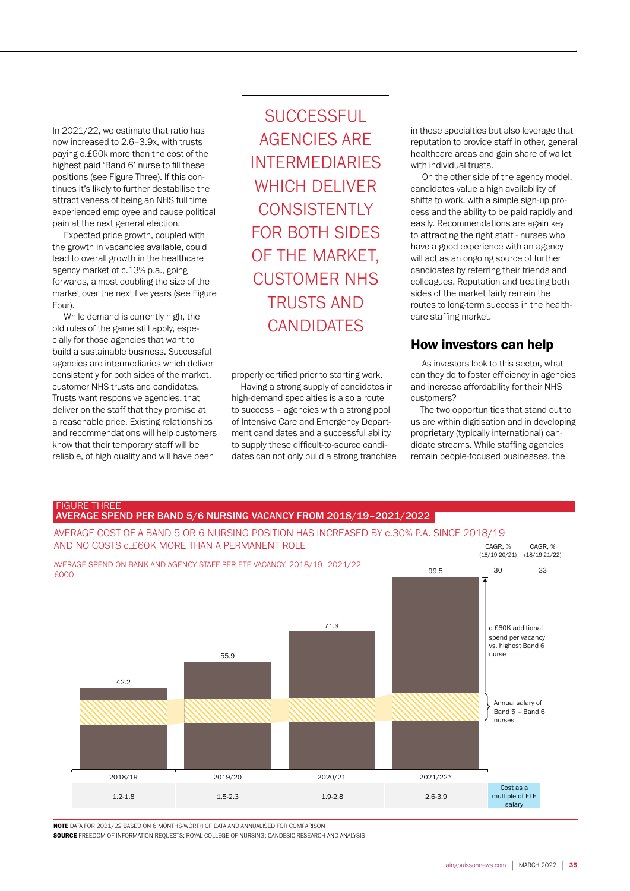In 2021/22, we estimate that ratio has now increased to 2.6–3.9x, with trusts paying c.£60k more than the cost of the highest paid 'Band 6' nurse to fill these positions (see Figure Three). If this continues it's likely to further destabilise the attractiveness of being an NHS full time experienced employee and cause political pain at the next general election.

Expected price growth, coupled with the growth in vacancies available, could lead to overall growth in the healthcare agency market of c.13% p.a., going forwards, almost doubling the size of the market over the next five years (see Figure Four).

While demand is currently high, the old rules of the game still apply, especially for those agencies that want to build a sustainable business. Successful agencies are intermediaries which deliver consistently for both sides of the market, customer NHS trusts and candidates. Trusts want responsive agencies, that deliver on the staff that they promise at a reasonable price. Existing relationships and recommendations will help customers know that their temporary staff will be reliable, of high quality and will have been properly certified prior to starting work.

> SUCCESSFUL AGENCIES ARE INTERMEDIARIES WHICH DELIVER CONSISTENTLY FOR BOTH SIDES OF THE MARKET, CUSTOMER NHS TRUSTS AND CANDIDATES

Having a strong supply of candidates in high-demand specialties is also a route to success – agencies with a strong pool of Intensive Care and Emergency Department candidates and a successful ability to supply these difficult-to-source candidates can not only build a strong franchise in these specialties but also leverage that reputation to provide staff in other, general healthcare areas and gain share of wallet with individual trusts.

On the other side of the agency model, candidates value a high availability of shifts to work, with a simple sign-up process and the ability to be paid rapidly and easily. Recommendations are again key to attracting the right staff - nurses who have a good experience with an agency will act as an ongoing source of further candidates by referring their friends and colleagues. Reputation and treating both sides of the market fairly remain the routes to long-term success in the healthcare staffing market.

## How investors can help

As investors look to this sector, what can they do to foster efficiency in agencies and increase affordability for their NHS customers?

The two opportunities that stand out to us are within digitisation and in developing proprietary (typically international) candidate streams. While staffing agencies remain people-focused businesses, the

FIGURE THREE
**AVERAGE SPEND PER BAND 5/6 NURSING VACANCY FROM 2018/19–2021/2022**

AVERAGE COST OF A BAND 5 OR 6 NURSING POSITION HAS INCREASED BY c.30% P.A. SINCE 2018/19 AND NO COSTS c.£60K MORE THAN A PERMANENT ROLE

AVERAGE SPEND ON BANK AND AGENCY STAFF PER FTE VACANCY, 2018/19–2021/22
£000

| | 2018/19 | 2019/20 | 2020/21 | 2021/22* | CAGR, % (18/19-20/21) | CAGR, % (18/19-21/22) |
|---|---|---|---|---|---|---|
| Average spend (£000) | 42.2 | 55.9 | 71.3 | 99.5 | 30 | 33 |
| Cost as a multiple of FTE salary | 1.2-1.8 | 1.5-2.3 | 1.9-2.8 | 2.6-3.9 | | |

Chart annotations: c.£60K additional spend per vacancy vs. highest Band 6 nurse; Annual salary of Band 5 – Band 6 nurses

**NOTE** DATA FOR 2021/22 BASED ON 6 MONTHS-WORTH OF DATA AND ANNUALISED FOR COMPARISON
**SOURCE** FREEDOM OF INFORMATION REQUESTS; ROYAL COLLEGE OF NURSING; CANDESIC RESEARCH AND ANALYSIS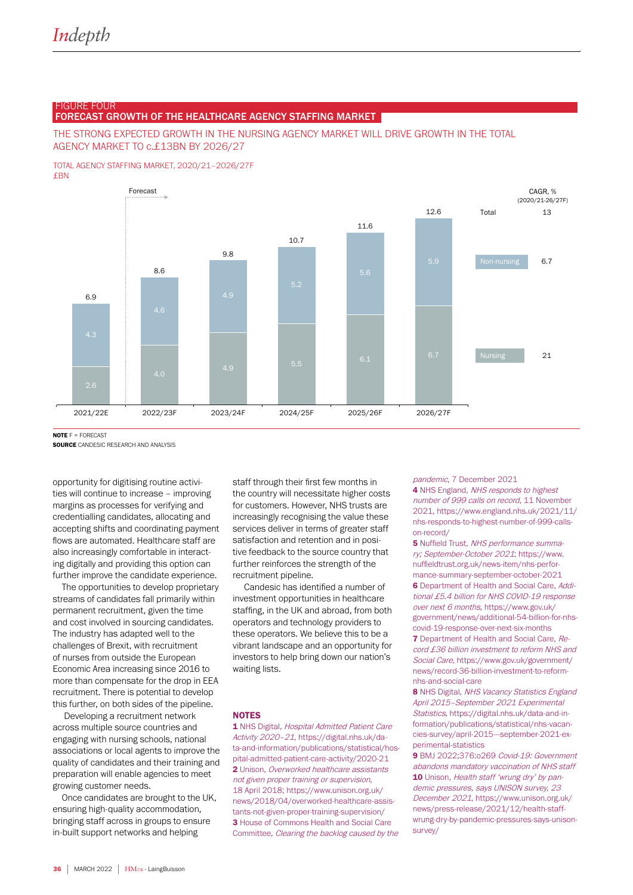FIGURE FOUR

## FORECAST GROWTH OF THE HEALTHCARE AGENCY STAFFING MARKET

THE STRONG EXPECTED GROWTH IN THE NURSING AGENCY MARKET WILL DRIVE GROWTH IN THE TOTAL AGENCY MARKET TO c.£13BN BY 2026/27

TOTAL AGENCY STAFFING MARKET, 2020/21–2026/27F
£BN

Forecast

CAGR, %
(2020/21-26/27F)

Total 13

Non-nursing 6.7

Nursing 21

2021/22E: 6.9 (Non-nursing 4.3, Nursing 2.6)
2022/23F: 8.6 (Non-nursing 4.6, Nursing 4.0)
2023/24F: 9.8 (Non-nursing 4.9, Nursing 4.9)
2024/25F: 10.7 (Non-nursing 5.2, Nursing 5.5)
2025/26F: 11.6 (Non-nursing 5.6, Nursing 6.1)
2026/27F: 12.6 (Non-nursing 5.9, Nursing 6.7)

**NOTE** F = FORECAST
**SOURCE** CANDESIC RESEARCH AND ANALYSIS

opportunity for digitising routine activities will continue to increase – improving margins as processes for verifying and credentialling candidates, allocating and accepting shifts and coordinating payment flows are automated. Healthcare staff are also increasingly comfortable in interacting digitally and providing this option can further improve the candidate experience.

The opportunities to develop proprietary streams of candidates fall primarily within permanent recruitment, given the time and cost involved in sourcing candidates. The industry has adapted well to the challenges of Brexit, with recruitment of nurses from outside the European Economic Area increasing since 2016 to more than compensate for the drop in EEA recruitment. There is potential to develop this further, on both sides of the pipeline.

Developing a recruitment network across multiple source countries and engaging with nursing schools, national associations or local agents to improve the quality of candidates and their training and preparation will enable agencies to meet growing customer needs.

Once candidates are brought to the UK, ensuring high-quality accommodation, bringing staff across in groups to ensure in-built support networks and helping staff through their first few months in the country will necessitate higher costs for customers. However, NHS trusts are increasingly recognising the value these services deliver in terms of greater staff satisfaction and retention and in positive feedback to the source country that further reinforces the strength of the recruitment pipeline.

Candesic has identified a number of investment opportunities in healthcare staffing, in the UK and abroad, from both operators and technology providers to these operators. We believe this to be a vibrant landscape and an opportunity for investors to help bring down our nation's waiting lists.

### NOTES

**1** NHS Digital, *Hospital Admitted Patient Care Activity 2020–21*, https://digital.nhs.uk/data-and-information/publications/statistical/hospital-admitted-patient-care-activity/2020-21
**2** Unison, *Overworked healthcare assistants not given proper training or supervision*, 18 April 2018; https://www.unison.org.uk/news/2018/04/overworked-healthcare-assistants-not-given-proper-training-supervision/
**3** House of Commons Health and Social Care Committee, *Clearing the backlog caused by the pandemic*, 7 December 2021
**4** NHS England, *NHS responds to highest number of 999 calls on record*, 11 November 2021, https://www.england.nhs.uk/2021/11/nhs-responds-to-highest-number-of-999-calls-on-record/
**5** Nuffield Trust, *NHS performance summary; September-October 2021*; https://www.nuffieldtrust.org.uk/news-item/nhs-performance-summary-september-october-2021
**6** Department of Health and Social Care, *Additional £5.4 billion for NHS COVID-19 response over next 6 months*, https://www.gov.uk/government/news/additional-54-billion-for-nhs-covid-19-response-over-next-six-months
**7** Department of Health and Social Care, *Record £36 billion investment to reform NHS and Social Care*, https://www.gov.uk/government/news/record-36-billion-investment-to-reform-nhs-and-social-care
**8** NHS Digital, *NHS Vacancy Statistics England April 2015–September 2021 Experimental Statistics*, https://digital.nhs.uk/data-and-information/publications/statistical/nhs-vacancies-survey/april-2015---september-2021-experimental-statistics
**9** BMJ 2022;376:o269 *Covid-19: Government abandons mandatory vaccination of NHS staff*
**10** Unison, *Health staff 'wrung dry' by pandemic pressures, says UNISON survey, 23 December 2021*, https://www.unison.org.uk/news/press-release/2021/12/health-staff-wrung-dry-by-pandemic-pressures-says-unison-survey/